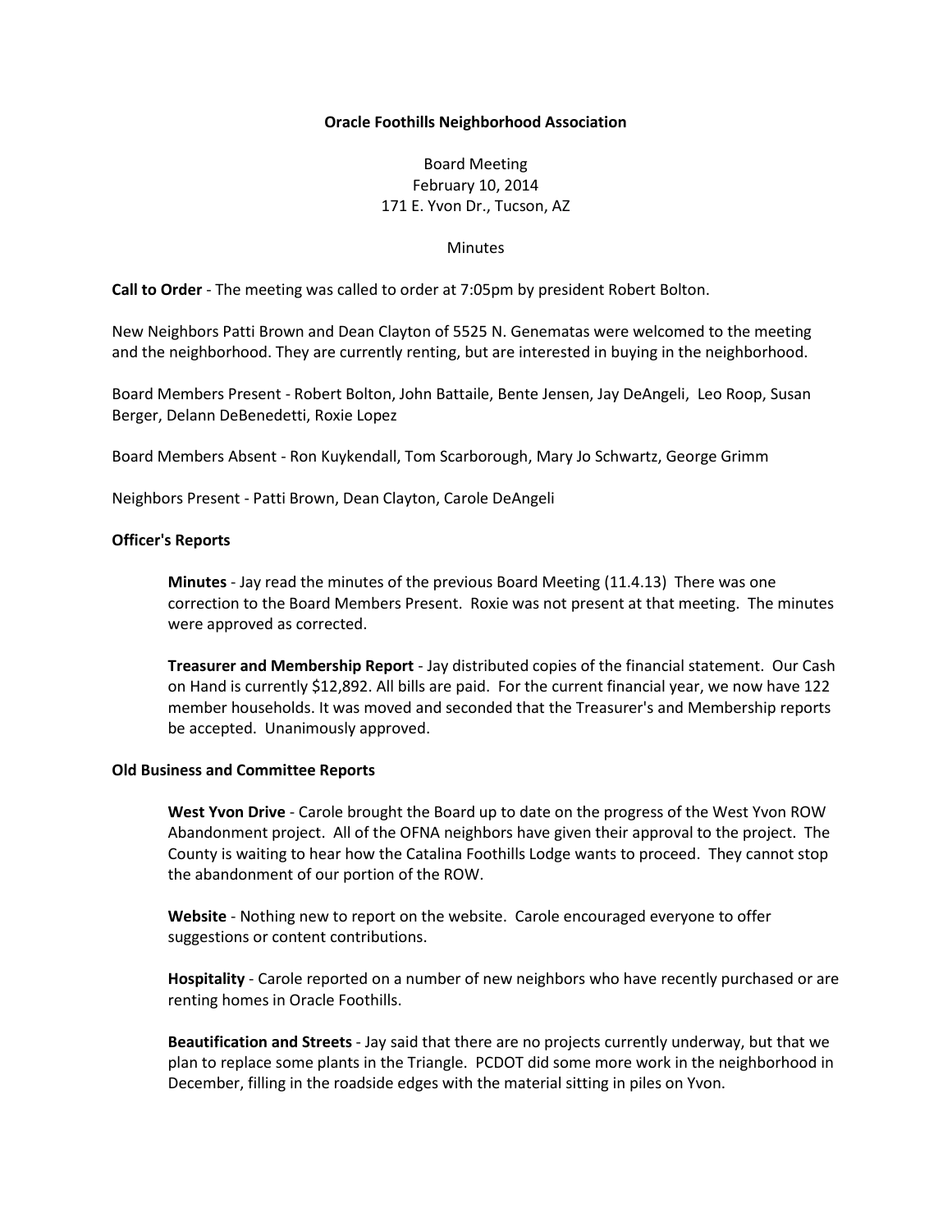**Oracle Foothills Neighborhood Association**

Board Meeting
February 10, 2014
171 E. Yvon Dr., Tucson, AZ

Minutes

**Call to Order** - The meeting was called to order at 7:05pm by president Robert Bolton.

New Neighbors Patti Brown and Dean Clayton of 5525 N. Genematas were welcomed to the meeting and the neighborhood. They are currently renting, but are interested in buying in the neighborhood.

Board Members Present - Robert Bolton, John Battaile, Bente Jensen, Jay DeAngeli, Leo Roop, Susan Berger, Delann DeBenedetti, Roxie Lopez

Board Members Absent - Ron Kuykendall, Tom Scarborough, Mary Jo Schwartz, George Grimm

Neighbors Present - Patti Brown, Dean Clayton, Carole DeAngeli

**Officer's Reports**

**Minutes** - Jay read the minutes of the previous Board Meeting (11.4.13) There was one correction to the Board Members Present. Roxie was not present at that meeting. The minutes were approved as corrected.

**Treasurer and Membership Report** - Jay distributed copies of the financial statement. Our Cash on Hand is currently $12,892. All bills are paid. For the current financial year, we now have 122 member households. It was moved and seconded that the Treasurer's and Membership reports be accepted. Unanimously approved.

**Old Business and Committee Reports**

**West Yvon Drive** - Carole brought the Board up to date on the progress of the West Yvon ROW Abandonment project. All of the OFNA neighbors have given their approval to the project. The County is waiting to hear how the Catalina Foothills Lodge wants to proceed. They cannot stop the abandonment of our portion of the ROW.

**Website** - Nothing new to report on the website. Carole encouraged everyone to offer suggestions or content contributions.

**Hospitality** - Carole reported on a number of new neighbors who have recently purchased or are renting homes in Oracle Foothills.

**Beautification and Streets** - Jay said that there are no projects currently underway, but that we plan to replace some plants in the Triangle. PCDOT did some more work in the neighborhood in December, filling in the roadside edges with the material sitting in piles on Yvon.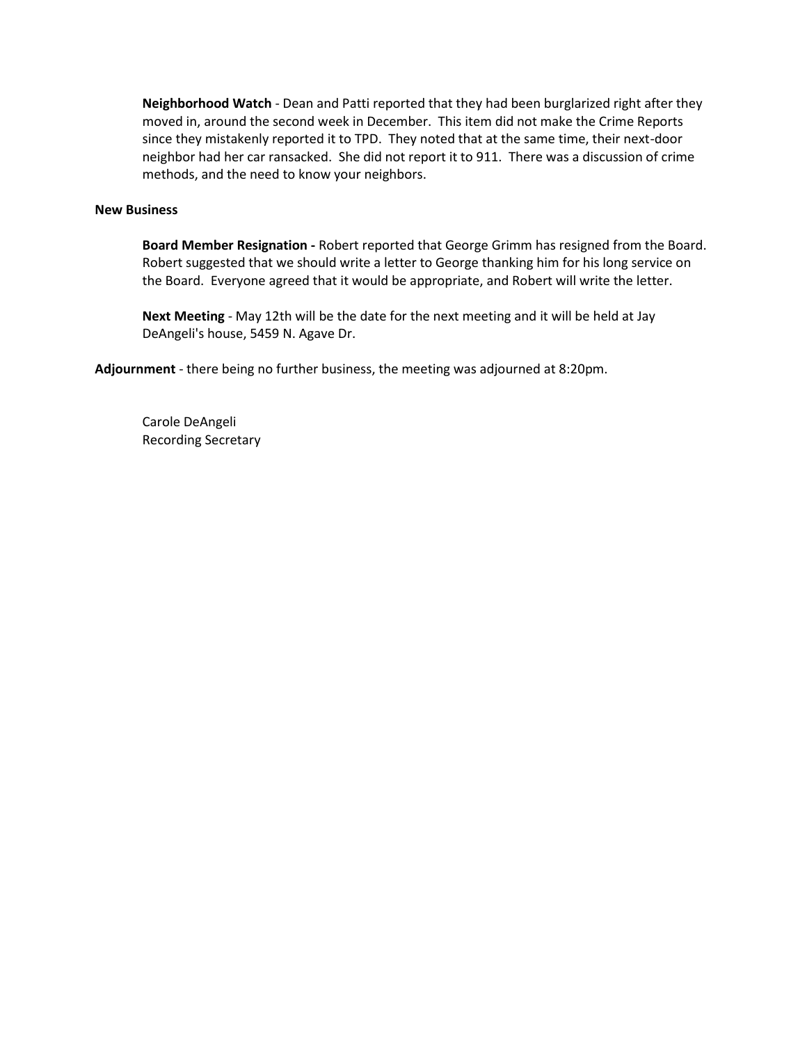**Neighborhood Watch** - Dean and Patti reported that they had been burglarized right after they moved in, around the second week in December. This item did not make the Crime Reports since they mistakenly reported it to TPD. They noted that at the same time, their next-door neighbor had her car ransacked. She did not report it to 911. There was a discussion of crime methods, and the need to know your neighbors.

**New Business**

**Board Member Resignation -** Robert reported that George Grimm has resigned from the Board. Robert suggested that we should write a letter to George thanking him for his long service on the Board. Everyone agreed that it would be appropriate, and Robert will write the letter.

**Next Meeting** - May 12th will be the date for the next meeting and it will be held at Jay DeAngeli's house, 5459 N. Agave Dr.

**Adjournment** - there being no further business, the meeting was adjourned at 8:20pm.

Carole DeAngeli
Recording Secretary